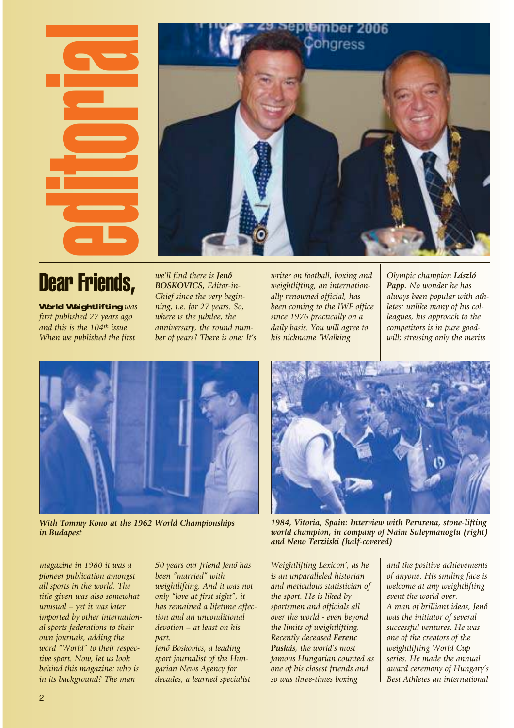# editorial

## Dear Friends,

***World Weightlifting*** *was first published 27 years ago and this is the 104th issue. When we published the first magazine in 1980 it was a pioneer publication amongst all sports in the world. The title given was also somewhat unusual – yet it was later imported by other international sports federations to their own journals, adding the word "World" to their respective sport. Now, let us look behind this magazine: who is in its background? The man we'll find there is* ***Jenő BOSKOVICS,*** *Editor-in-Chief since the very beginning, i.e. for 27 years. So, where is the jubilee, the anniversary, the round number of years? There is one: It's 50 years our friend Jenő has been "married" with weightlifting. And it was not only "love at first sight", it has remained a lifetime affection and an unconditional devotion – at least on his part.*

*Jenő Boskovics, a leading sport journalist of the Hungarian News Agency for decades, a learned specialist writer on football, boxing and weightlifting, an internationally renowned official, has been coming to the IWF office since 1976 practically on a daily basis. You will agree to his nickname 'Walking Weightlifting Lexicon', as he is an unparalleled historian and meticulous statistician of the sport. He is liked by sportsmen and officials all over the world - even beyond the limits of weightlifting. Recently deceased* ***Ferenc Puskás****, the world's most famous Hungarian counted as one of his closest friends and so was three-times boxing Olympic champion* ***László Papp.*** *No wonder he has always been popular with athletes: unlike many of his colleagues, his approach to the competitors is in pure goodwill; stressing only the merits and the positive achievements of anyone. His smiling face is welcome at any weightlifting event the world over.*

*A man of brilliant ideas, Jenő was the initiator of several successful ventures. He was one of the creators of the weightlifting World Cup series. He made the annual award ceremony of Hungary's Best Athletes an international*

**With Tommy Kono at the 1962 World Championships in Budapest**

**1984, Vitoria, Spain: Interview with Perurena, stone-lifting world champion, in company of Naim Suleymanoglu (right) and Neno Terziiski (half-covered)**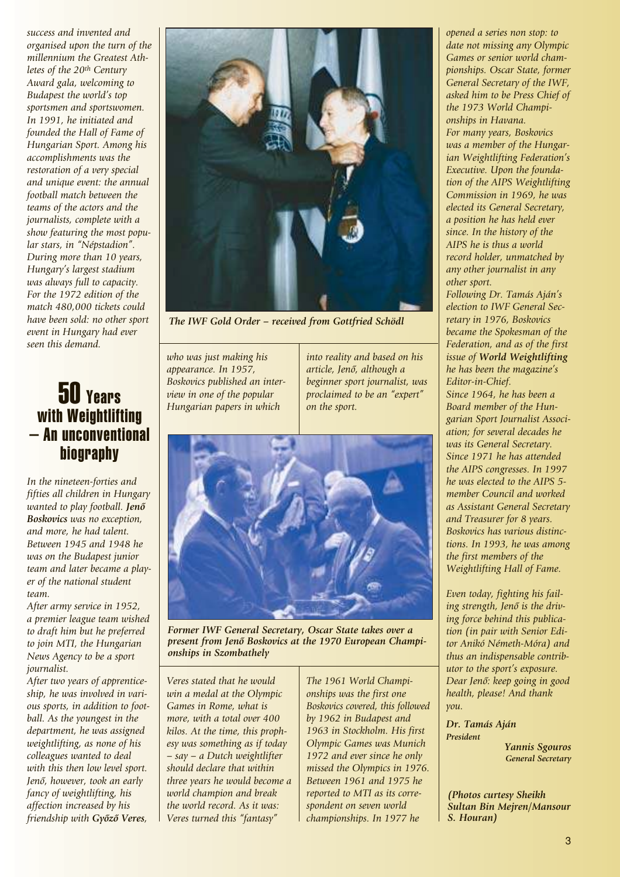*success and invented and organised upon the turn of the millennium the Greatest Athletes of the 20th Century Award gala, welcoming to Budapest the world's top sportsmen and sportswomen. In 1991, he initiated and founded the Hall of Fame of Hungarian Sport. Among his accomplishments was the restoration of a very special and unique event: the annual football match between the teams of the actors and the journalists, complete with a show featuring the most popular stars, in "Népstadion". During more than 10 years, Hungary's largest stadium was always full to capacity. For the 1972 edition of the match 480,000 tickets could have been sold: no other sport event in Hungary had ever seen this demand.*

## 50 Years with Weightlifting – An unconventional biography

*In the nineteen-forties and fifties all children in Hungary wanted to play football. **Jenő Boskovics** was no exception, and more, he had talent. Between 1945 and 1948 he was on the Budapest junior team and later became a player of the national student team.*

*After army service in 1952, a premier league team wished to draft him but he preferred to join MTI, the Hungarian News Agency to be a sport journalist.*

*After two years of apprenticeship, he was involved in various sports, in addition to football. As the youngest in the department, he was assigned weightlifting, as none of his colleagues wanted to deal with this then low level sport. Jenő, however, took an early fancy of weightlifting, his affection increased by his friendship with **Győző Veres**, who was just making his appearance. In 1957, Boskovics published an interview in one of the popular Hungarian papers in which Veres stated that he would win a medal at the Olympic Games in Rome, what is more, with a total over 400 kilos. At the time, this prophesy was something as if today – say – a Dutch weightlifter should declare that within three years he would become a world champion and break the world record. As it was: Veres turned this "fantasy" into reality and based on his article, Jenő, although a beginner sport journalist, was proclaimed to be an "expert" on the sport.*

***The IWF Gold Order – received from Gottfried Schödl***

***Former IWF General Secretary, Oscar State takes over a present from Jenő Boskovics at the 1970 European Championships in Szombathely***

*The 1961 World Championships was the first one Boskovics covered, this followed by 1962 in Budapest and 1963 in Stockholm. His first Olympic Games was Munich 1972 and ever since he only missed the Olympics in 1976. Between 1961 and 1975 he reported to MTI as its correspondent on seven world championships. In 1977 he opened a series non stop: to date not missing any Olympic Games or senior world championships. Oscar State, former General Secretary of the IWF, asked him to be Press Chief of the 1973 World Championships in Havana.*

*For many years, Boskovics was a member of the Hungarian Weightlifting Federation's Executive. Upon the foundation of the AIPS Weightlifting Commission in 1969, he was elected its General Secretary, a position he has held ever since. In the history of the AIPS he is thus a world record holder, unmatched by any other journalist in any other sport.*

*Following Dr. Tamás Aján's election to IWF General Secretary in 1976, Boskovics became the Spokesman of the Federation, and as of the first issue of **World Weightlifting** he has been the magazine's Editor-in-Chief.*

*Since 1964, he has been a Board member of the Hungarian Sport Journalist Association; for several decades he was its General Secretary. Since 1971 he has attended the AIPS congresses. In 1997 he was elected to the AIPS 5-member Council and worked as Assistant General Secretary and Treasurer for 8 years. Boskovics has various distinctions. In 1993, he was among the first members of the Weightlifting Hall of Fame.*

*Even today, fighting his failing strength, Jenő is the driving force behind this publication (in pair with Senior Editor Anikó Németh-Móra) and thus an indispensable contributor to the sport's exposure. Dear Jenő: keep going in good health, please! And thank you.*

***Dr. Tamás Aján***
***President***

***Yannis Sgouros***
***General Secretary***

***(Photos curtesy Sheikh Sultan Bin Mejren/Mansour S. Houran)***